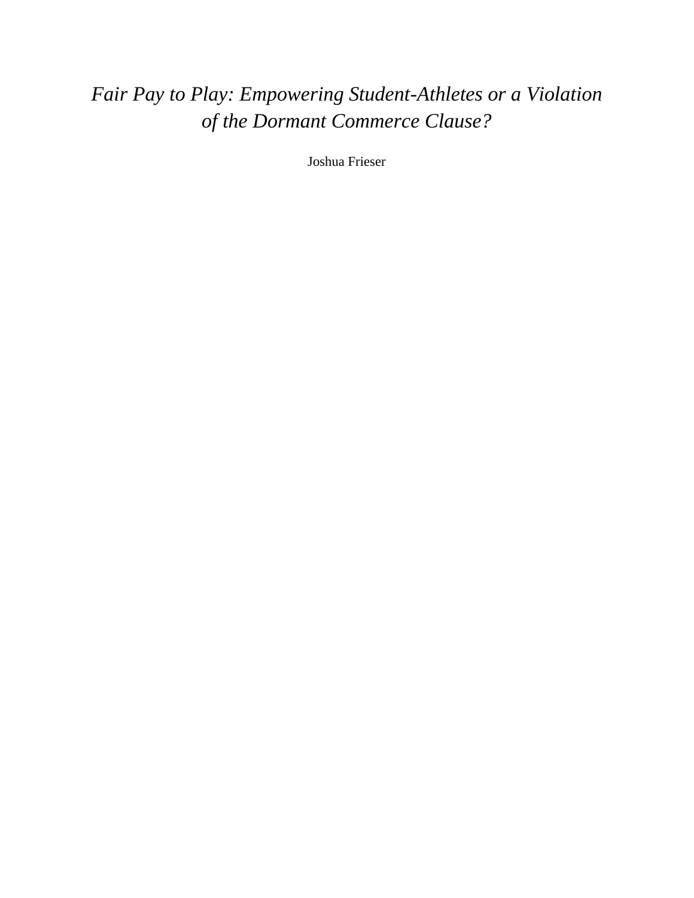# *Fair Pay to Play: Empowering Student-Athletes or a Violation of the Dormant Commerce Clause?*

Joshua Frieser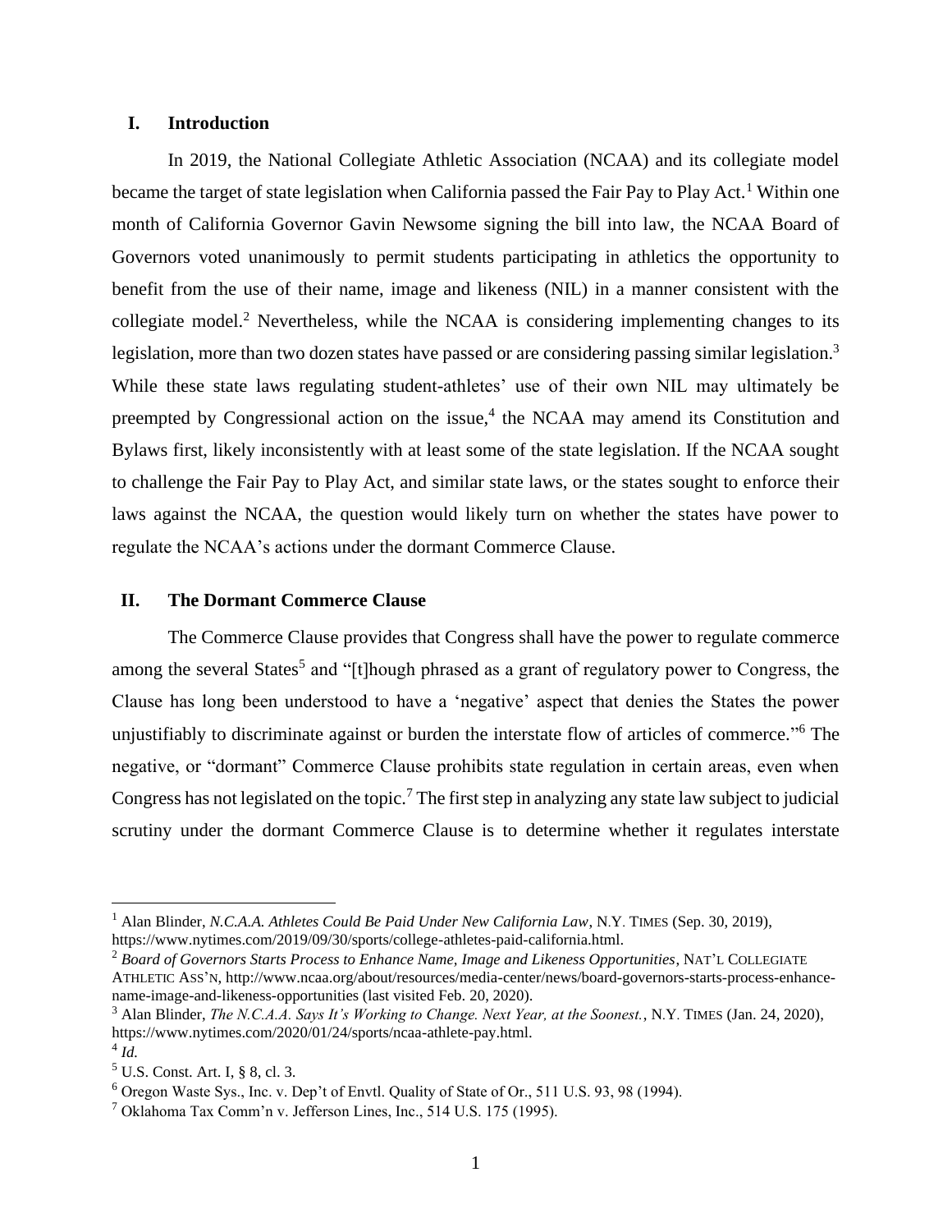## I. Introduction

In 2019, the National Collegiate Athletic Association (NCAA) and its collegiate model became the target of state legislation when California passed the Fair Pay to Play Act.[1] Within one month of California Governor Gavin Newsome signing the bill into law, the NCAA Board of Governors voted unanimously to permit students participating in athletics the opportunity to benefit from the use of their name, image and likeness (NIL) in a manner consistent with the collegiate model.[2] Nevertheless, while the NCAA is considering implementing changes to its legislation, more than two dozen states have passed or are considering passing similar legislation.[3] While these state laws regulating student-athletes' use of their own NIL may ultimately be preempted by Congressional action on the issue,[4] the NCAA may amend its Constitution and Bylaws first, likely inconsistently with at least some of the state legislation. If the NCAA sought to challenge the Fair Pay to Play Act, and similar state laws, or the states sought to enforce their laws against the NCAA, the question would likely turn on whether the states have power to regulate the NCAA's actions under the dormant Commerce Clause.

## II. The Dormant Commerce Clause

The Commerce Clause provides that Congress shall have the power to regulate commerce among the several States[5] and "[t]hough phrased as a grant of regulatory power to Congress, the Clause has long been understood to have a 'negative' aspect that denies the States the power unjustifiably to discriminate against or burden the interstate flow of articles of commerce."[6] The negative, or "dormant" Commerce Clause prohibits state regulation in certain areas, even when Congress has not legislated on the topic.[7] The first step in analyzing any state law subject to judicial scrutiny under the dormant Commerce Clause is to determine whether it regulates interstate

---

[1] Alan Blinder, *N.C.A.A. Athletes Could Be Paid Under New California Law*, N.Y. TIMES (Sep. 30, 2019), https://www.nytimes.com/2019/09/30/sports/college-athletes-paid-california.html.

[2] *Board of Governors Starts Process to Enhance Name, Image and Likeness Opportunities*, NAT'L COLLEGIATE ATHLETIC ASS'N, http://www.ncaa.org/about/resources/media-center/news/board-governors-starts-process-enhance-name-image-and-likeness-opportunities (last visited Feb. 20, 2020).

[3] Alan Blinder, *The N.C.A.A. Says It's Working to Change. Next Year, at the Soonest.*, N.Y. TIMES (Jan. 24, 2020), https://www.nytimes.com/2020/01/24/sports/ncaa-athlete-pay.html.

[4] *Id.*

[5] U.S. Const. Art. I, § 8, cl. 3.

[6] Oregon Waste Sys., Inc. v. Dep't of Envtl. Quality of State of Or., 511 U.S. 93, 98 (1994).

[7] Oklahoma Tax Comm'n v. Jefferson Lines, Inc., 514 U.S. 175 (1995).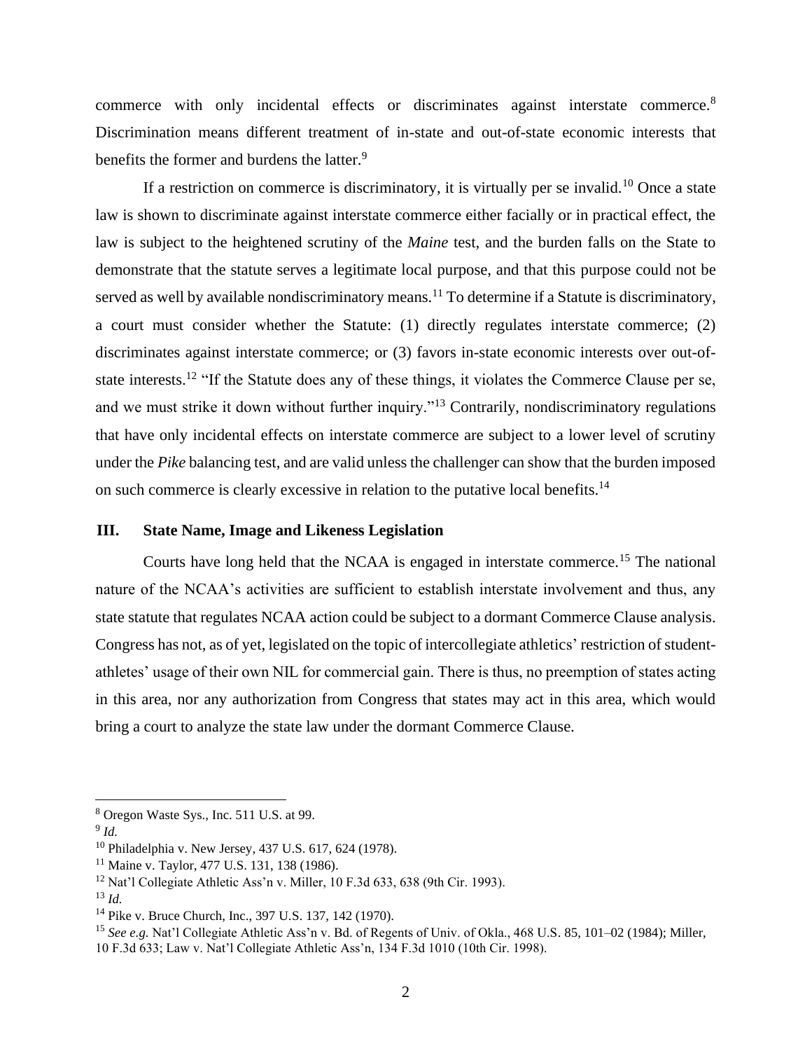commerce with only incidental effects or discriminates against interstate commerce.[8] Discrimination means different treatment of in-state and out-of-state economic interests that benefits the former and burdens the latter.[9]

If a restriction on commerce is discriminatory, it is virtually per se invalid.[10] Once a state law is shown to discriminate against interstate commerce either facially or in practical effect, the law is subject to the heightened scrutiny of the *Maine* test, and the burden falls on the State to demonstrate that the statute serves a legitimate local purpose, and that this purpose could not be served as well by available nondiscriminatory means.[11] To determine if a Statute is discriminatory, a court must consider whether the Statute: (1) directly regulates interstate commerce; (2) discriminates against interstate commerce; or (3) favors in-state economic interests over out-of-state interests.[12] "If the Statute does any of these things, it violates the Commerce Clause per se, and we must strike it down without further inquiry."[13] Contrarily, nondiscriminatory regulations that have only incidental effects on interstate commerce are subject to a lower level of scrutiny under the *Pike* balancing test, and are valid unless the challenger can show that the burden imposed on such commerce is clearly excessive in relation to the putative local benefits.[14]

## III. State Name, Image and Likeness Legislation

Courts have long held that the NCAA is engaged in interstate commerce.[15] The national nature of the NCAA's activities are sufficient to establish interstate involvement and thus, any state statute that regulates NCAA action could be subject to a dormant Commerce Clause analysis. Congress has not, as of yet, legislated on the topic of intercollegiate athletics' restriction of student-athletes' usage of their own NIL for commercial gain. There is thus, no preemption of states acting in this area, nor any authorization from Congress that states may act in this area, which would bring a court to analyze the state law under the dormant Commerce Clause.

---

[8] Oregon Waste Sys., Inc. 511 U.S. at 99.

[9] *Id.*

[10] Philadelphia v. New Jersey, 437 U.S. 617, 624 (1978).

[11] Maine v. Taylor, 477 U.S. 131, 138 (1986).

[12] Nat'l Collegiate Athletic Ass'n v. Miller, 10 F.3d 633, 638 (9th Cir. 1993).

[13] *Id.*

[14] Pike v. Bruce Church, Inc., 397 U.S. 137, 142 (1970).

[15] *See e.g.* Nat'l Collegiate Athletic Ass'n v. Bd. of Regents of Univ. of Okla., 468 U.S. 85, 101–02 (1984); Miller, 10 F.3d 633; Law v. Nat'l Collegiate Athletic Ass'n, 134 F.3d 1010 (10th Cir. 1998).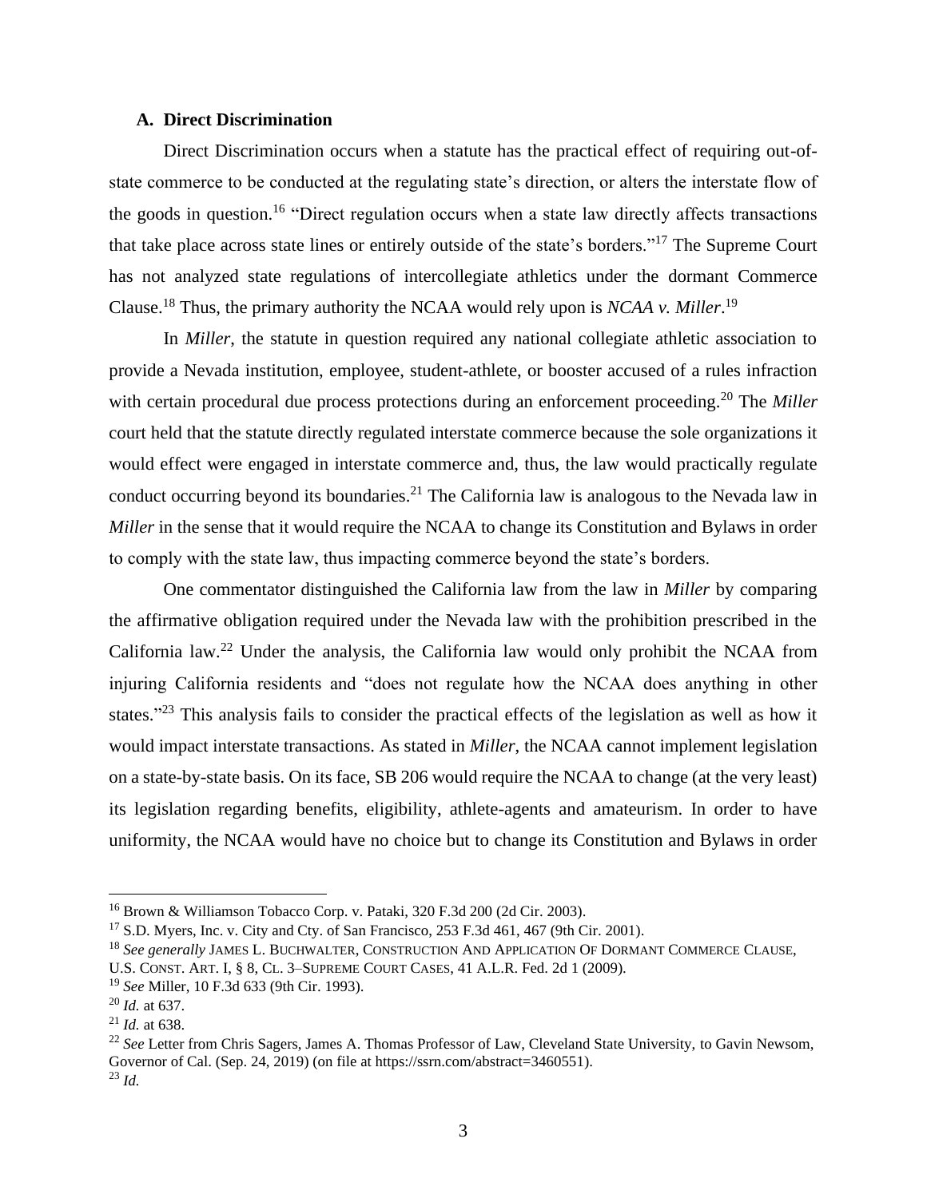### A. Direct Discrimination

Direct Discrimination occurs when a statute has the practical effect of requiring out-of-state commerce to be conducted at the regulating state's direction, or alters the interstate flow of the goods in question.[16] "Direct regulation occurs when a state law directly affects transactions that take place across state lines or entirely outside of the state's borders."[17] The Supreme Court has not analyzed state regulations of intercollegiate athletics under the dormant Commerce Clause.[18] Thus, the primary authority the NCAA would rely upon is *NCAA v. Miller*.[19]

In *Miller*, the statute in question required any national collegiate athletic association to provide a Nevada institution, employee, student-athlete, or booster accused of a rules infraction with certain procedural due process protections during an enforcement proceeding.[20] The *Miller* court held that the statute directly regulated interstate commerce because the sole organizations it would effect were engaged in interstate commerce and, thus, the law would practically regulate conduct occurring beyond its boundaries.[21] The California law is analogous to the Nevada law in *Miller* in the sense that it would require the NCAA to change its Constitution and Bylaws in order to comply with the state law, thus impacting commerce beyond the state's borders.

One commentator distinguished the California law from the law in *Miller* by comparing the affirmative obligation required under the Nevada law with the prohibition prescribed in the California law.[22] Under the analysis, the California law would only prohibit the NCAA from injuring California residents and "does not regulate how the NCAA does anything in other states."[23] This analysis fails to consider the practical effects of the legislation as well as how it would impact interstate transactions. As stated in *Miller*, the NCAA cannot implement legislation on a state-by-state basis. On its face, SB 206 would require the NCAA to change (at the very least) its legislation regarding benefits, eligibility, athlete-agents and amateurism. In order to have uniformity, the NCAA would have no choice but to change its Constitution and Bylaws in order

---

[16] Brown & Williamson Tobacco Corp. v. Pataki, 320 F.3d 200 (2d Cir. 2003).

[17] S.D. Myers, Inc. v. City and Cty. of San Francisco, 253 F.3d 461, 467 (9th Cir. 2001).

[18] *See generally* JAMES L. BUCHWALTER, CONSTRUCTION AND APPLICATION OF DORMANT COMMERCE CLAUSE, U.S. CONST. ART. I, § 8, CL. 3–SUPREME COURT CASES, 41 A.L.R. Fed. 2d 1 (2009).

[19] *See* Miller, 10 F.3d 633 (9th Cir. 1993).

[20] *Id.* at 637.

[21] *Id.* at 638.

[22] *See* Letter from Chris Sagers, James A. Thomas Professor of Law, Cleveland State University, to Gavin Newsom, Governor of Cal. (Sep. 24, 2019) (on file at https://ssrn.com/abstract=3460551).

[23] *Id.*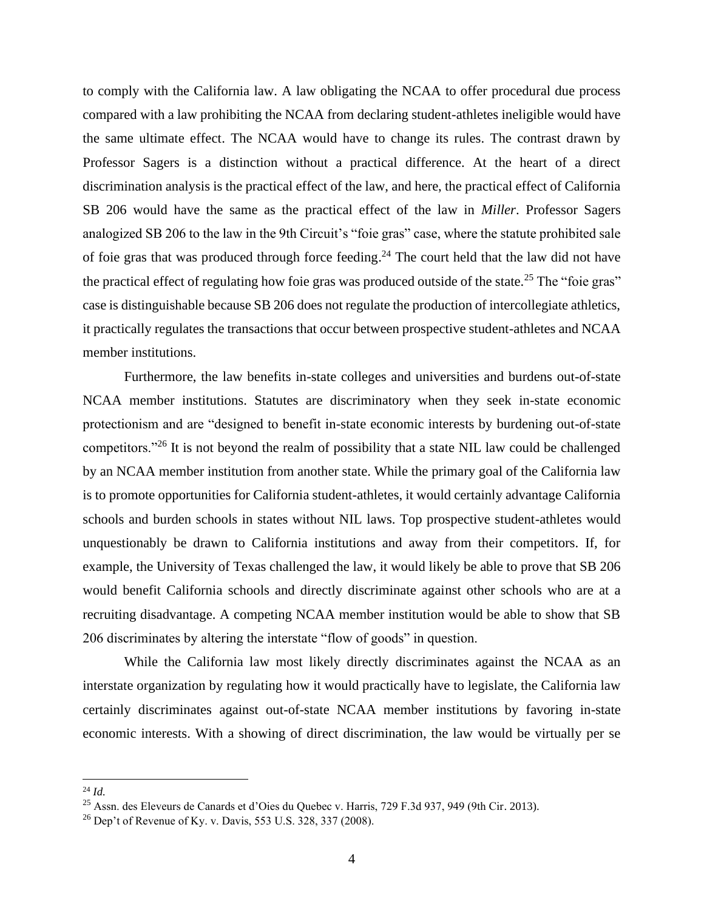to comply with the California law. A law obligating the NCAA to offer procedural due process compared with a law prohibiting the NCAA from declaring student-athletes ineligible would have the same ultimate effect. The NCAA would have to change its rules. The contrast drawn by Professor Sagers is a distinction without a practical difference. At the heart of a direct discrimination analysis is the practical effect of the law, and here, the practical effect of California SB 206 would have the same as the practical effect of the law in *Miller*. Professor Sagers analogized SB 206 to the law in the 9th Circuit's "foie gras" case, where the statute prohibited sale of foie gras that was produced through force feeding.[24] The court held that the law did not have the practical effect of regulating how foie gras was produced outside of the state.[25] The "foie gras" case is distinguishable because SB 206 does not regulate the production of intercollegiate athletics, it practically regulates the transactions that occur between prospective student-athletes and NCAA member institutions.

Furthermore, the law benefits in-state colleges and universities and burdens out-of-state NCAA member institutions. Statutes are discriminatory when they seek in-state economic protectionism and are "designed to benefit in-state economic interests by burdening out-of-state competitors."[26] It is not beyond the realm of possibility that a state NIL law could be challenged by an NCAA member institution from another state. While the primary goal of the California law is to promote opportunities for California student-athletes, it would certainly advantage California schools and burden schools in states without NIL laws. Top prospective student-athletes would unquestionably be drawn to California institutions and away from their competitors. If, for example, the University of Texas challenged the law, it would likely be able to prove that SB 206 would benefit California schools and directly discriminate against other schools who are at a recruiting disadvantage. A competing NCAA member institution would be able to show that SB 206 discriminates by altering the interstate "flow of goods" in question.

While the California law most likely directly discriminates against the NCAA as an interstate organization by regulating how it would practically have to legislate, the California law certainly discriminates against out-of-state NCAA member institutions by favoring in-state economic interests. With a showing of direct discrimination, the law would be virtually per se

---

[24] *Id.*

[25] Assn. des Eleveurs de Canards et d'Oies du Quebec v. Harris, 729 F.3d 937, 949 (9th Cir. 2013).

[26] Dep't of Revenue of Ky. v. Davis, 553 U.S. 328, 337 (2008).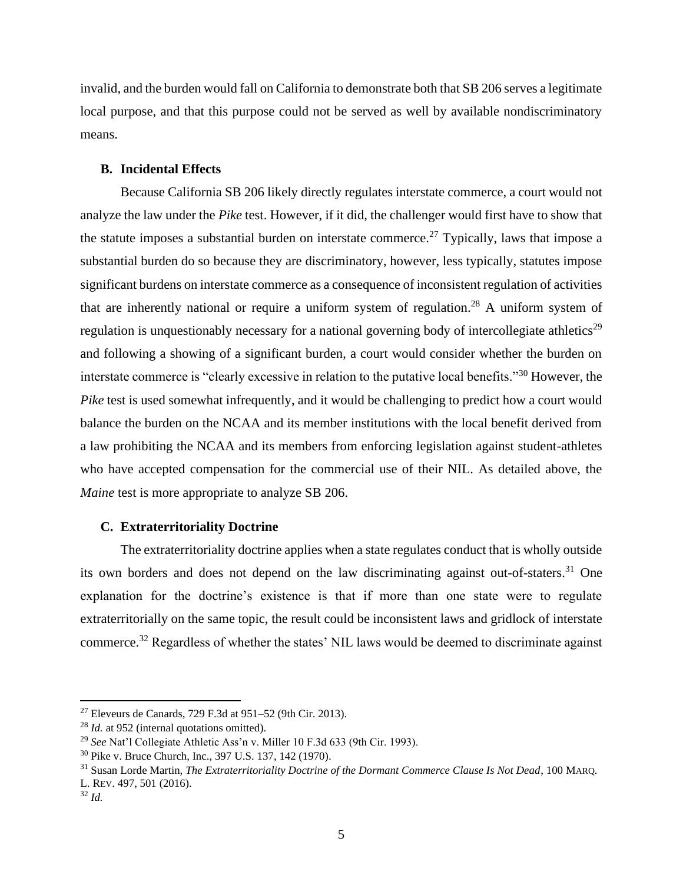invalid, and the burden would fall on California to demonstrate both that SB 206 serves a legitimate local purpose, and that this purpose could not be served as well by available nondiscriminatory means.

### B. Incidental Effects

Because California SB 206 likely directly regulates interstate commerce, a court would not analyze the law under the *Pike* test. However, if it did, the challenger would first have to show that the statute imposes a substantial burden on interstate commerce.[27] Typically, laws that impose a substantial burden do so because they are discriminatory, however, less typically, statutes impose significant burdens on interstate commerce as a consequence of inconsistent regulation of activities that are inherently national or require a uniform system of regulation.[28] A uniform system of regulation is unquestionably necessary for a national governing body of intercollegiate athletics[29] and following a showing of a significant burden, a court would consider whether the burden on interstate commerce is "clearly excessive in relation to the putative local benefits."[30] However, the *Pike* test is used somewhat infrequently, and it would be challenging to predict how a court would balance the burden on the NCAA and its member institutions with the local benefit derived from a law prohibiting the NCAA and its members from enforcing legislation against student-athletes who have accepted compensation for the commercial use of their NIL. As detailed above, the *Maine* test is more appropriate to analyze SB 206.

### C. Extraterritoriality Doctrine

The extraterritoriality doctrine applies when a state regulates conduct that is wholly outside its own borders and does not depend on the law discriminating against out-of-staters.[31] One explanation for the doctrine's existence is that if more than one state were to regulate extraterritorially on the same topic, the result could be inconsistent laws and gridlock of interstate commerce.[32] Regardless of whether the states' NIL laws would be deemed to discriminate against

---

[27] Eleveurs de Canards, 729 F.3d at 951–52 (9th Cir. 2013).

[28] *Id.* at 952 (internal quotations omitted).

[29] *See* Nat'l Collegiate Athletic Ass'n v. Miller 10 F.3d 633 (9th Cir. 1993).

[30] Pike v. Bruce Church, Inc., 397 U.S. 137, 142 (1970).

[31] Susan Lorde Martin, *The Extraterritoriality Doctrine of the Dormant Commerce Clause Is Not Dead*, 100 MARQ. L. REV. 497, 501 (2016).

[32] *Id.*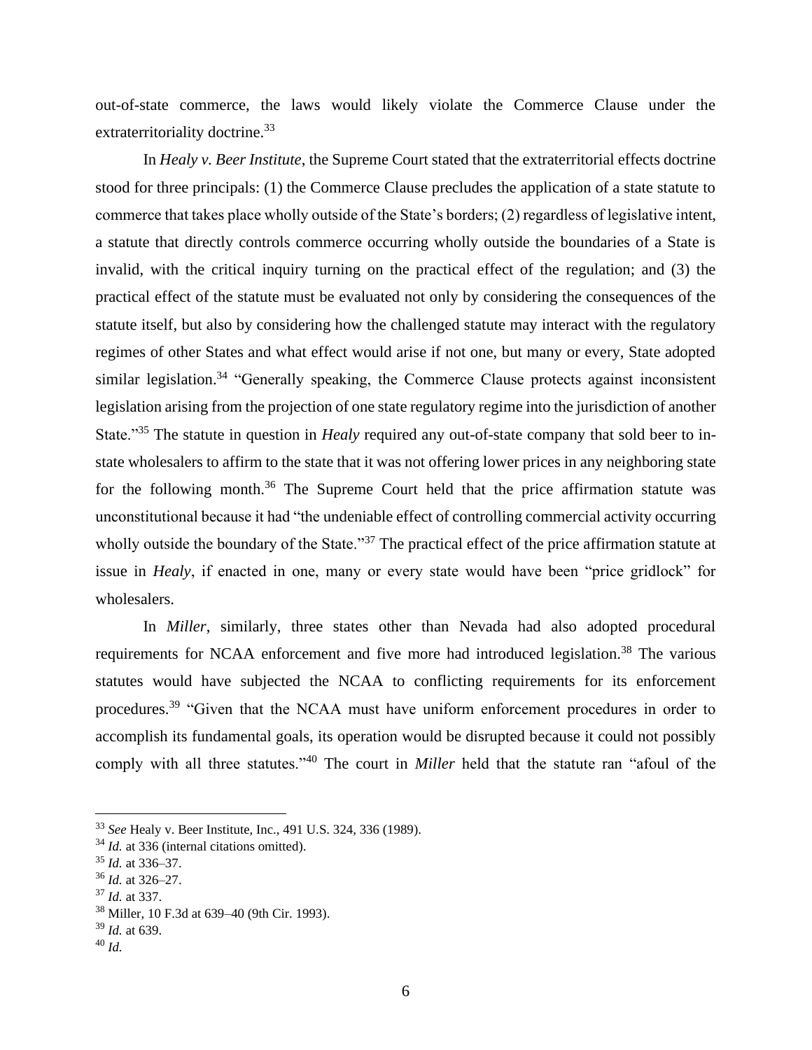out-of-state commerce, the laws would likely violate the Commerce Clause under the extraterritoriality doctrine.[33]

In *Healy v. Beer Institute*, the Supreme Court stated that the extraterritorial effects doctrine stood for three principals: (1) the Commerce Clause precludes the application of a state statute to commerce that takes place wholly outside of the State's borders; (2) regardless of legislative intent, a statute that directly controls commerce occurring wholly outside the boundaries of a State is invalid, with the critical inquiry turning on the practical effect of the regulation; and (3) the practical effect of the statute must be evaluated not only by considering the consequences of the statute itself, but also by considering how the challenged statute may interact with the regulatory regimes of other States and what effect would arise if not one, but many or every, State adopted similar legislation.[34] "Generally speaking, the Commerce Clause protects against inconsistent legislation arising from the projection of one state regulatory regime into the jurisdiction of another State."[35] The statute in question in *Healy* required any out-of-state company that sold beer to in-state wholesalers to affirm to the state that it was not offering lower prices in any neighboring state for the following month.[36] The Supreme Court held that the price affirmation statute was unconstitutional because it had "the undeniable effect of controlling commercial activity occurring wholly outside the boundary of the State."[37] The practical effect of the price affirmation statute at issue in *Healy*, if enacted in one, many or every state would have been "price gridlock" for wholesalers.

In *Miller*, similarly, three states other than Nevada had also adopted procedural requirements for NCAA enforcement and five more had introduced legislation.[38] The various statutes would have subjected the NCAA to conflicting requirements for its enforcement procedures.[39] "Given that the NCAA must have uniform enforcement procedures in order to accomplish its fundamental goals, its operation would be disrupted because it could not possibly comply with all three statutes."[40] The court in *Miller* held that the statute ran "afoul of the

---

[33] *See* Healy v. Beer Institute, Inc., 491 U.S. 324, 336 (1989).

[34] *Id.* at 336 (internal citations omitted).

[35] *Id.* at 336–37.

[36] *Id.* at 326–27.

[37] *Id.* at 337.

[38] Miller, 10 F.3d at 639–40 (9th Cir. 1993).

[39] *Id.* at 639.

[40] *Id.*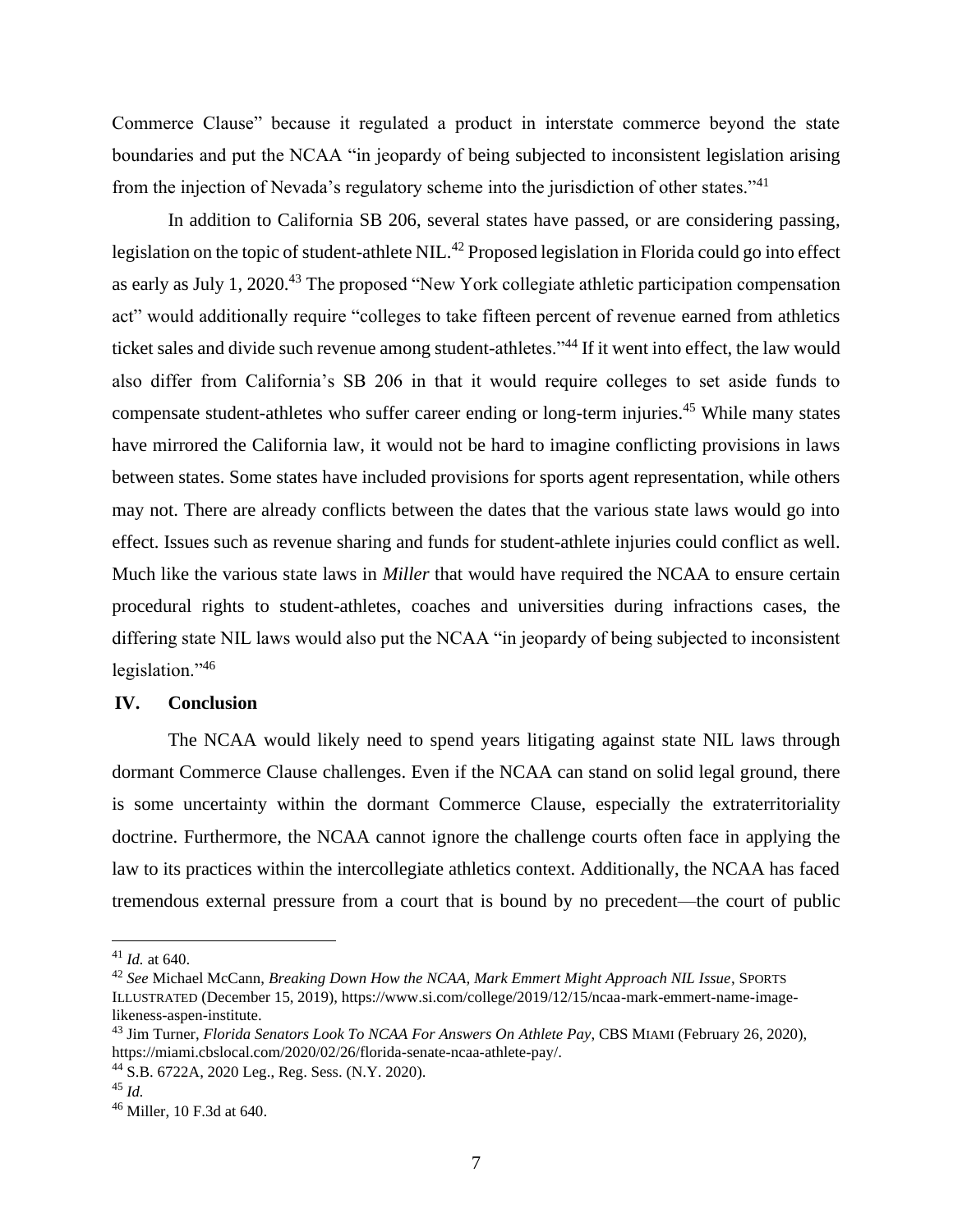Commerce Clause" because it regulated a product in interstate commerce beyond the state boundaries and put the NCAA "in jeopardy of being subjected to inconsistent legislation arising from the injection of Nevada's regulatory scheme into the jurisdiction of other states."[41]

In addition to California SB 206, several states have passed, or are considering passing, legislation on the topic of student-athlete NIL.[42] Proposed legislation in Florida could go into effect as early as July 1, 2020.[43] The proposed "New York collegiate athletic participation compensation act" would additionally require "colleges to take fifteen percent of revenue earned from athletics ticket sales and divide such revenue among student-athletes."[44] If it went into effect, the law would also differ from California's SB 206 in that it would require colleges to set aside funds to compensate student-athletes who suffer career ending or long-term injuries.[45] While many states have mirrored the California law, it would not be hard to imagine conflicting provisions in laws between states. Some states have included provisions for sports agent representation, while others may not. There are already conflicts between the dates that the various state laws would go into effect. Issues such as revenue sharing and funds for student-athlete injuries could conflict as well. Much like the various state laws in *Miller* that would have required the NCAA to ensure certain procedural rights to student-athletes, coaches and universities during infractions cases, the differing state NIL laws would also put the NCAA "in jeopardy of being subjected to inconsistent legislation."[46]

## IV. Conclusion

The NCAA would likely need to spend years litigating against state NIL laws through dormant Commerce Clause challenges. Even if the NCAA can stand on solid legal ground, there is some uncertainty within the dormant Commerce Clause, especially the extraterritoriality doctrine. Furthermore, the NCAA cannot ignore the challenge courts often face in applying the law to its practices within the intercollegiate athletics context. Additionally, the NCAA has faced tremendous external pressure from a court that is bound by no precedent—the court of public

---

[41] *Id.* at 640.

[42] *See* Michael McCann, *Breaking Down How the NCAA, Mark Emmert Might Approach NIL Issue*, SPORTS ILLUSTRATED (December 15, 2019), https://www.si.com/college/2019/12/15/ncaa-mark-emmert-name-image-likeness-aspen-institute.

[43] Jim Turner, *Florida Senators Look To NCAA For Answers On Athlete Pay*, CBS MIAMI (February 26, 2020), https://miami.cbslocal.com/2020/02/26/florida-senate-ncaa-athlete-pay/.

[44] S.B. 6722A, 2020 Leg., Reg. Sess. (N.Y. 2020).

[45] *Id.*

[46] Miller, 10 F.3d at 640.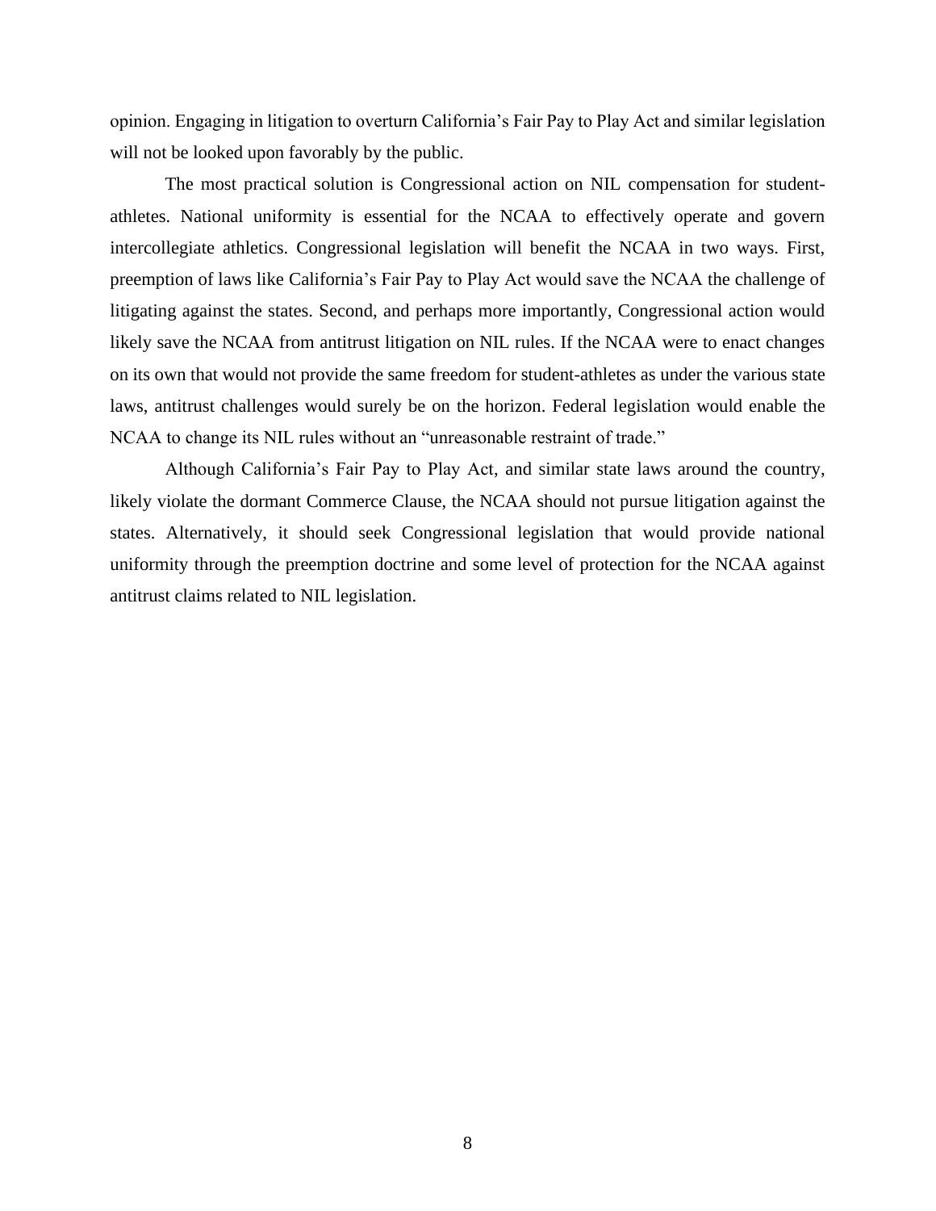opinion. Engaging in litigation to overturn California's Fair Pay to Play Act and similar legislation will not be looked upon favorably by the public.

The most practical solution is Congressional action on NIL compensation for student-athletes. National uniformity is essential for the NCAA to effectively operate and govern intercollegiate athletics. Congressional legislation will benefit the NCAA in two ways. First, preemption of laws like California's Fair Pay to Play Act would save the NCAA the challenge of litigating against the states. Second, and perhaps more importantly, Congressional action would likely save the NCAA from antitrust litigation on NIL rules. If the NCAA were to enact changes on its own that would not provide the same freedom for student-athletes as under the various state laws, antitrust challenges would surely be on the horizon. Federal legislation would enable the NCAA to change its NIL rules without an "unreasonable restraint of trade."

Although California's Fair Pay to Play Act, and similar state laws around the country, likely violate the dormant Commerce Clause, the NCAA should not pursue litigation against the states. Alternatively, it should seek Congressional legislation that would provide national uniformity through the preemption doctrine and some level of protection for the NCAA against antitrust claims related to NIL legislation.